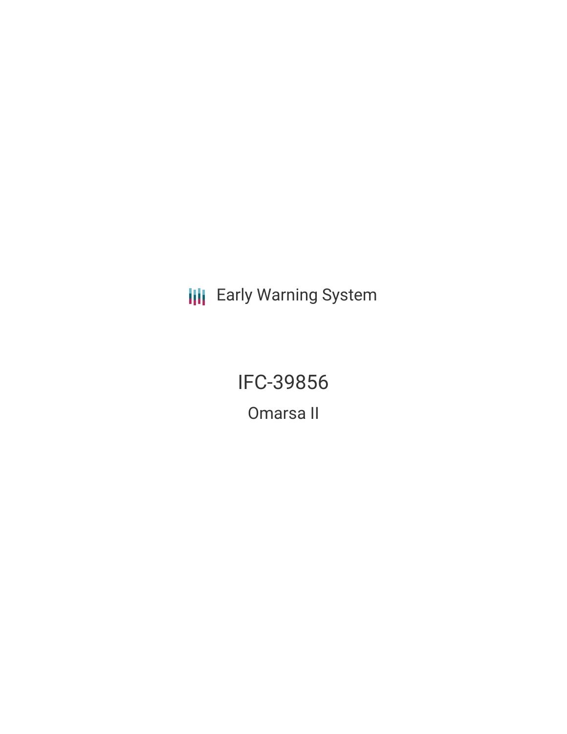Early Warning System

# IFC-39856

## Omarsa II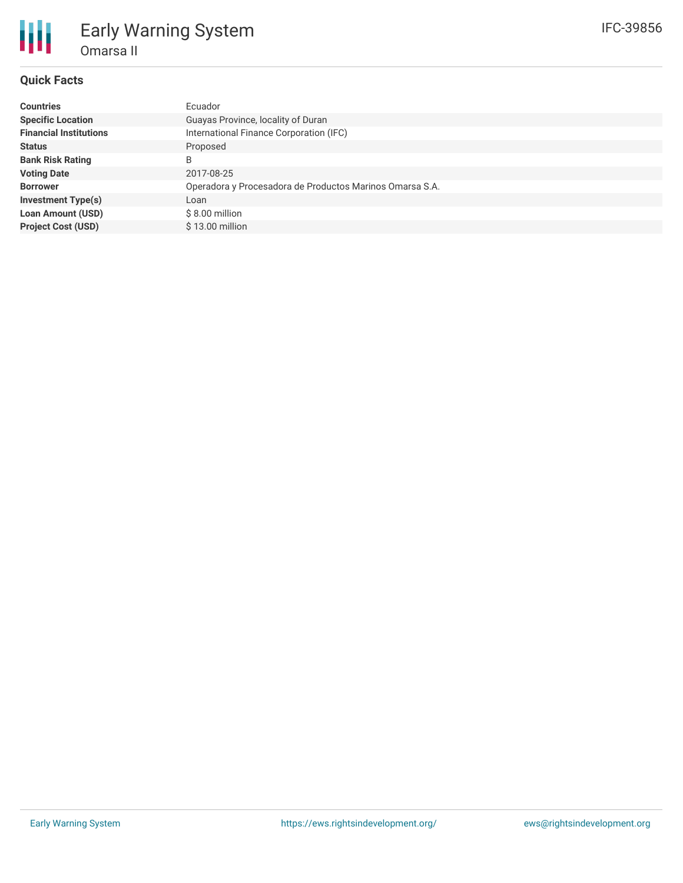# Early Warning System

## Omarsa II

IFC-39856

### Quick Facts

| | |
|---|---|
| **Countries** | Ecuador |
| **Specific Location** | Guayas Province, locality of Duran |
| **Financial Institutions** | International Finance Corporation (IFC) |
| **Status** | Proposed |
| **Bank Risk Rating** | B |
| **Voting Date** | 2017-08-25 |
| **Borrower** | Operadora y Procesadora de Productos Marinos Omarsa S.A. |
| **Investment Type(s)** | Loan |
| **Loan Amount (USD)** | $ 8.00 million |
| **Project Cost (USD)** | $ 13.00 million |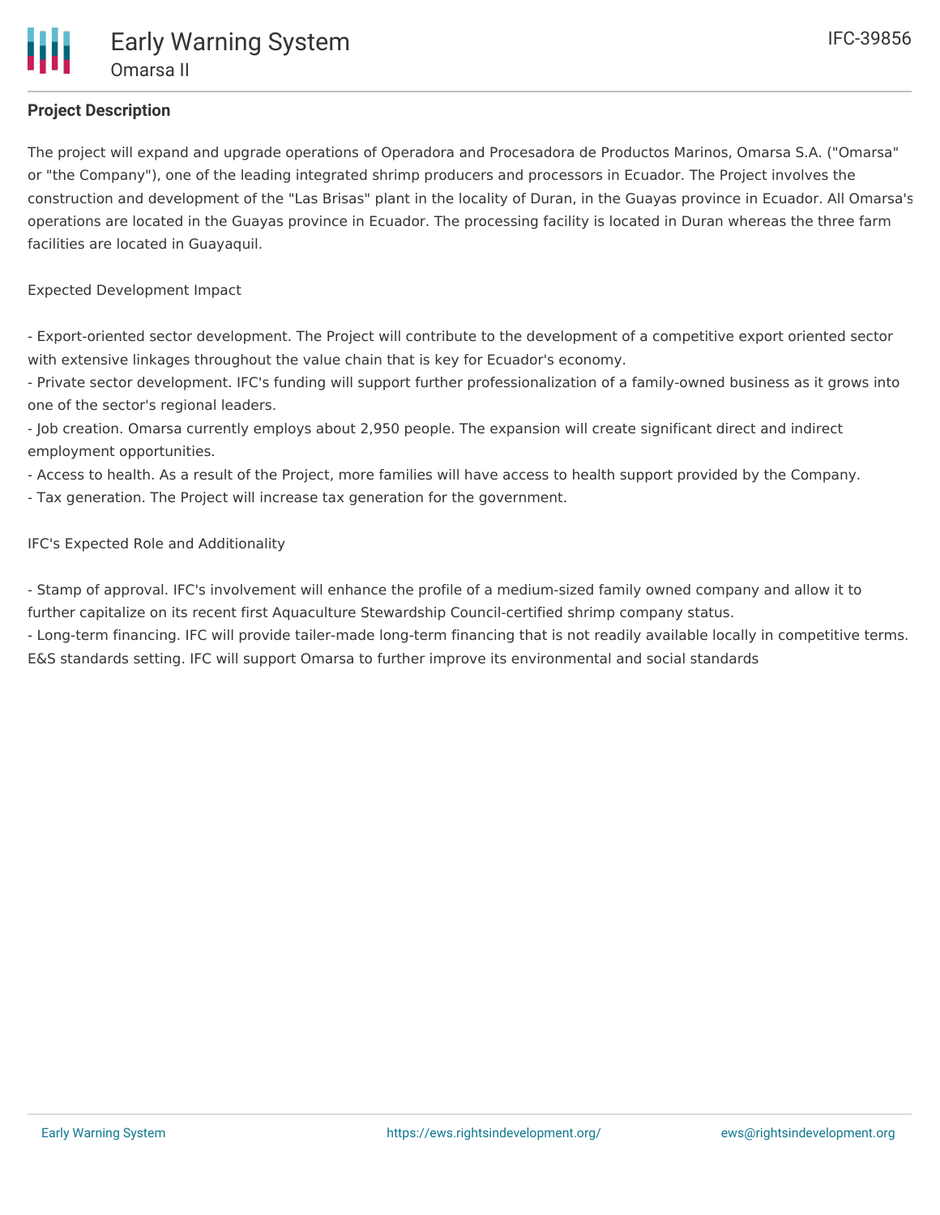**Project Description**

The project will expand and upgrade operations of Operadora and Procesadora de Productos Marinos, Omarsa S.A. ("Omarsa" or "the Company"), one of the leading integrated shrimp producers and processors in Ecuador. The Project involves the construction and development of the "Las Brisas" plant in the locality of Duran, in the Guayas province in Ecuador. All Omarsa's operations are located in the Guayas province in Ecuador. The processing facility is located in Duran whereas the three farm facilities are located in Guayaquil.

Expected Development Impact

- Export-oriented sector development. The Project will contribute to the development of a competitive export oriented sector with extensive linkages throughout the value chain that is key for Ecuador's economy.
- Private sector development. IFC's funding will support further professionalization of a family-owned business as it grows into one of the sector's regional leaders.
- Job creation. Omarsa currently employs about 2,950 people. The expansion will create significant direct and indirect employment opportunities.
- Access to health. As a result of the Project, more families will have access to health support provided by the Company.
- Tax generation. The Project will increase tax generation for the government.

IFC's Expected Role and Additionality

- Stamp of approval. IFC's involvement will enhance the profile of a medium-sized family owned company and allow it to further capitalize on its recent first Aquaculture Stewardship Council-certified shrimp company status.
- Long-term financing. IFC will provide tailer-made long-term financing that is not readily available locally in competitive terms. E&S standards setting. IFC will support Omarsa to further improve its environmental and social standards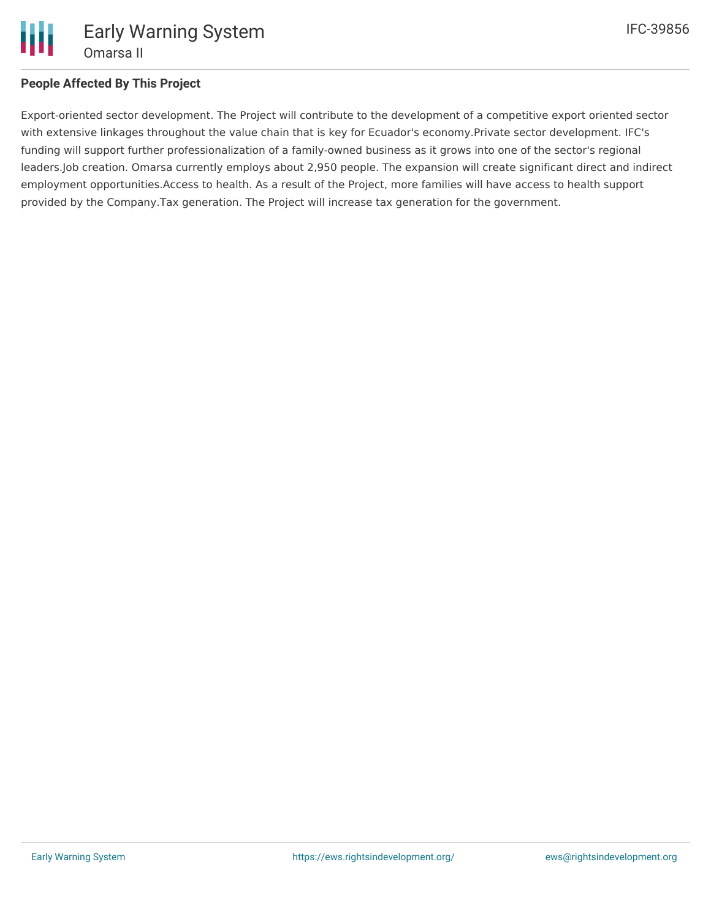## People Affected By This Project

Export-oriented sector development. The Project will contribute to the development of a competitive export oriented sector with extensive linkages throughout the value chain that is key for Ecuador's economy.Private sector development. IFC's funding will support further professionalization of a family-owned business as it grows into one of the sector's regional leaders.Job creation. Omarsa currently employs about 2,950 people. The expansion will create significant direct and indirect employment opportunities.Access to health. As a result of the Project, more families will have access to health support provided by the Company.Tax generation. The Project will increase tax generation for the government.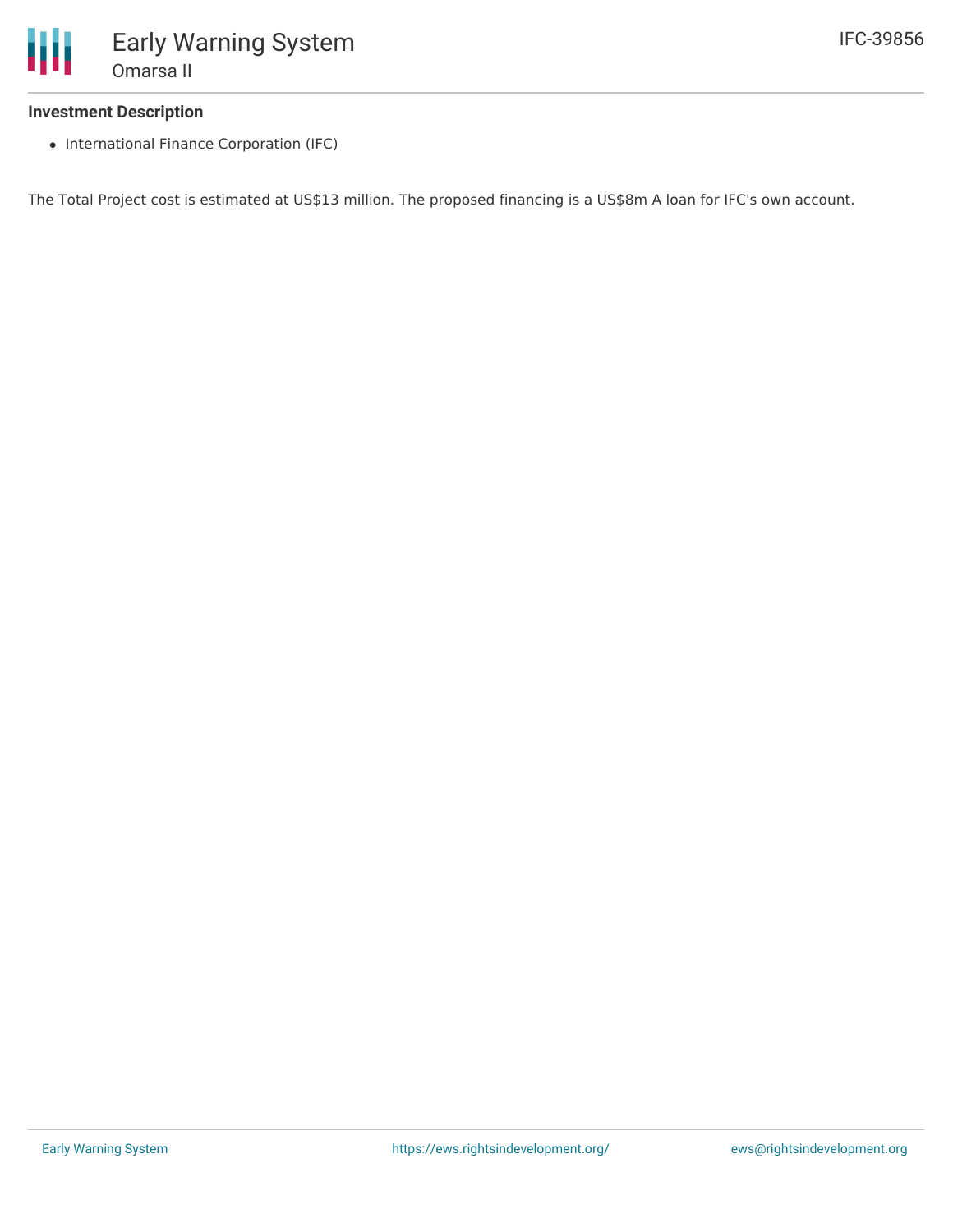### Investment Description

- International Finance Corporation (IFC)

The Total Project cost is estimated at US$13 million. The proposed financing is a US$8m A loan for IFC's own account.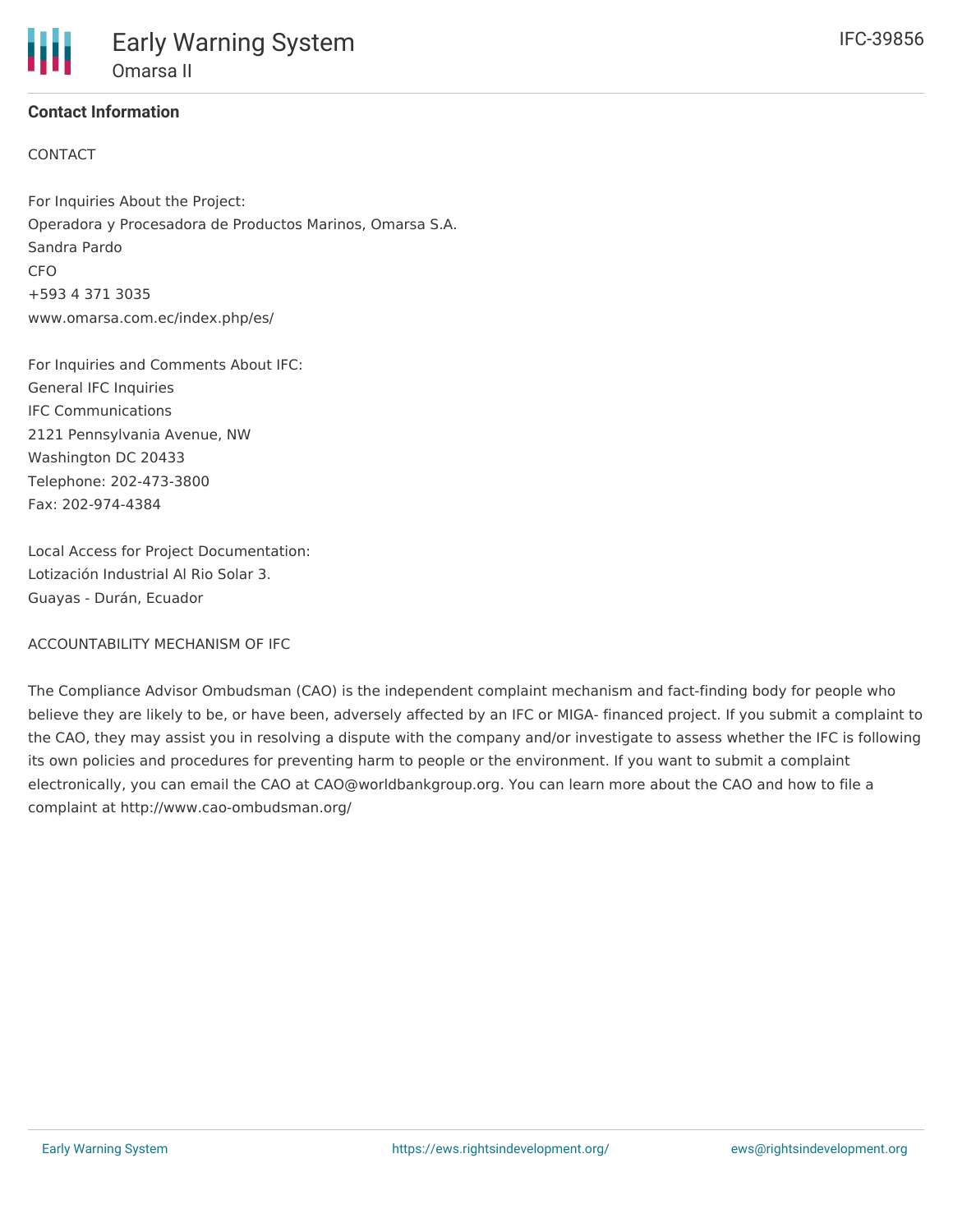**Contact Information**

CONTACT

For Inquiries About the Project:
Operadora y Procesadora de Productos Marinos, Omarsa S.A.
Sandra Pardo
CFO
+593 4 371 3035
www.omarsa.com.ec/index.php/es/

For Inquiries and Comments About IFC:
General IFC Inquiries
IFC Communications
2121 Pennsylvania Avenue, NW
Washington DC 20433
Telephone: 202-473-3800
Fax: 202-974-4384

Local Access for Project Documentation:
Lotización Industrial Al Rio Solar 3.
Guayas - Durán, Ecuador

ACCOUNTABILITY MECHANISM OF IFC

The Compliance Advisor Ombudsman (CAO) is the independent complaint mechanism and fact-finding body for people who believe they are likely to be, or have been, adversely affected by an IFC or MIGA- financed project. If you submit a complaint to the CAO, they may assist you in resolving a dispute with the company and/or investigate to assess whether the IFC is following its own policies and procedures for preventing harm to people or the environment. If you want to submit a complaint electronically, you can email the CAO at CAO@worldbankgroup.org. You can learn more about the CAO and how to file a complaint at http://www.cao-ombudsman.org/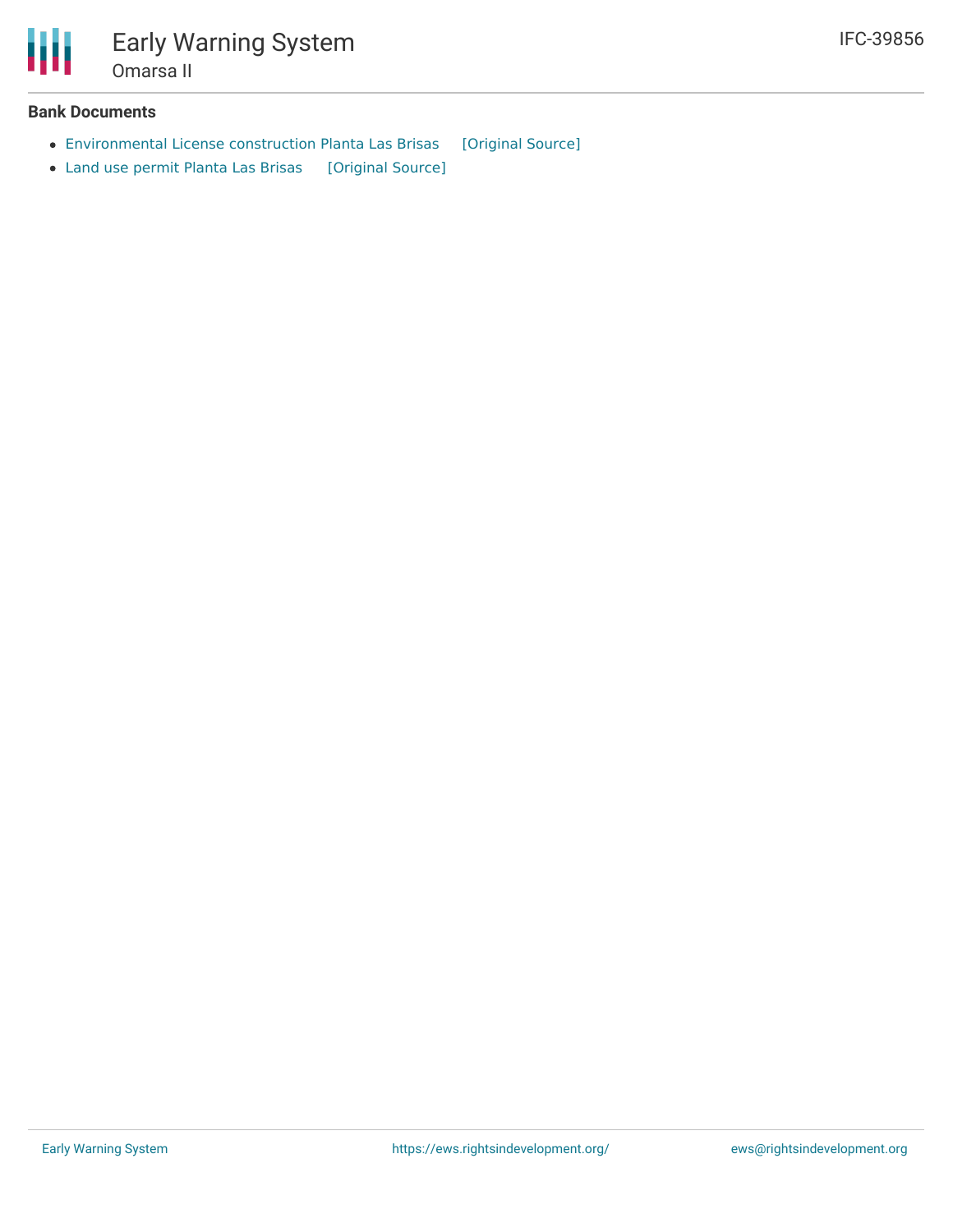**Bank Documents**

- Environmental License construction Planta Las Brisas [Original Source]
- Land use permit Planta Las Brisas [Original Source]